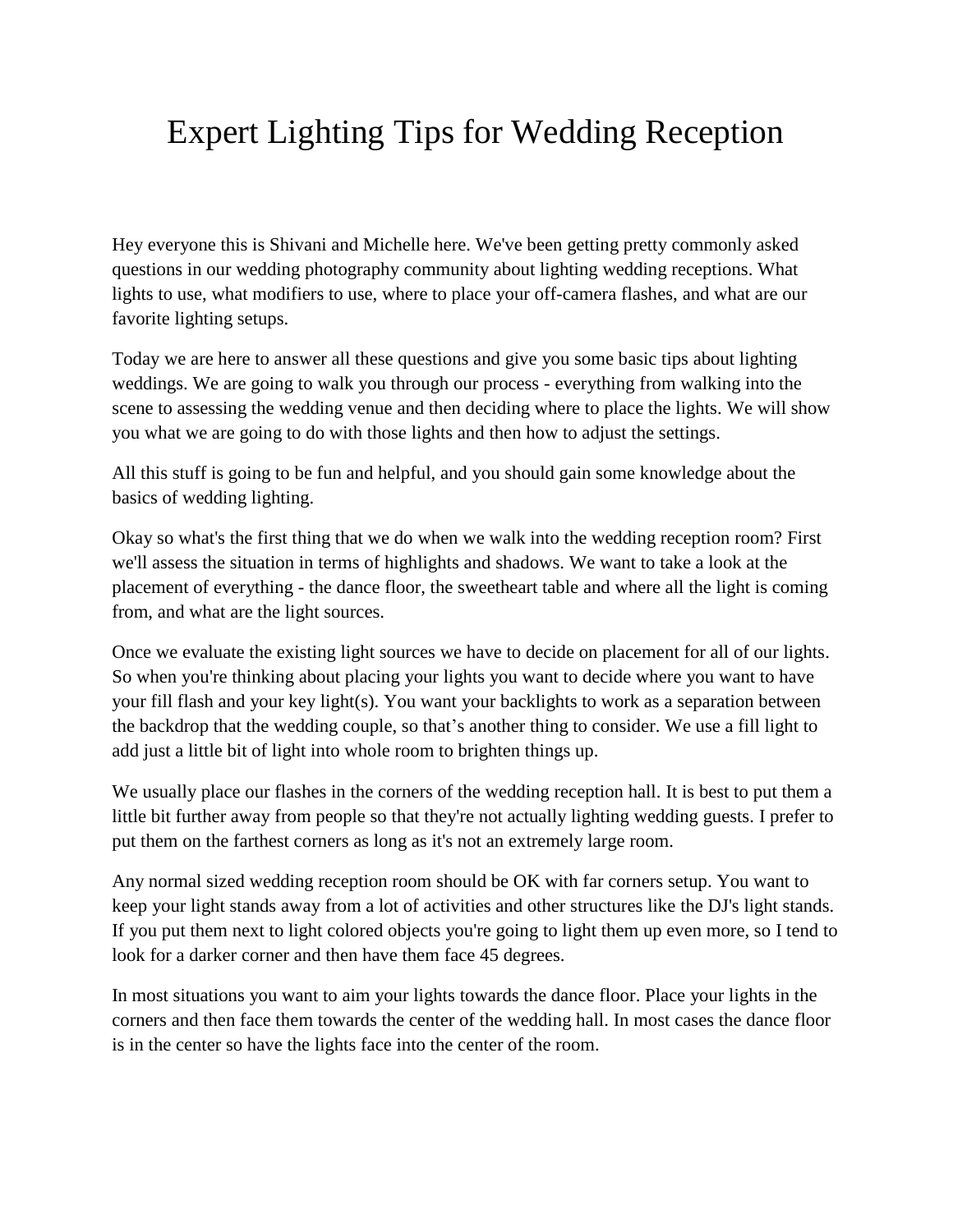# Expert Lighting Tips for Wedding Reception

Hey everyone this is Shivani and Michelle here. We've been getting pretty commonly asked questions in our wedding photography community about lighting wedding receptions. What lights to use, what modifiers to use, where to place your off-camera flashes, and what are our favorite lighting setups.

Today we are here to answer all these questions and give you some basic tips about lighting weddings. We are going to walk you through our process - everything from walking into the scene to assessing the wedding venue and then deciding where to place the lights. We will show you what we are going to do with those lights and then how to adjust the settings.

All this stuff is going to be fun and helpful, and you should gain some knowledge about the basics of wedding lighting.

Okay so what's the first thing that we do when we walk into the wedding reception room? First we'll assess the situation in terms of highlights and shadows. We want to take a look at the placement of everything - the dance floor, the sweetheart table and where all the light is coming from, and what are the light sources.

Once we evaluate the existing light sources we have to decide on placement for all of our lights. So when you're thinking about placing your lights you want to decide where you want to have your fill flash and your key light(s). You want your backlights to work as a separation between the backdrop that the wedding couple, so that's another thing to consider. We use a fill light to add just a little bit of light into whole room to brighten things up.

We usually place our flashes in the corners of the wedding reception hall. It is best to put them a little bit further away from people so that they're not actually lighting wedding guests. I prefer to put them on the farthest corners as long as it's not an extremely large room.

Any normal sized wedding reception room should be OK with far corners setup. You want to keep your light stands away from a lot of activities and other structures like the DJ's light stands. If you put them next to light colored objects you're going to light them up even more, so I tend to look for a darker corner and then have them face 45 degrees.

In most situations you want to aim your lights towards the dance floor. Place your lights in the corners and then face them towards the center of the wedding hall. In most cases the dance floor is in the center so have the lights face into the center of the room.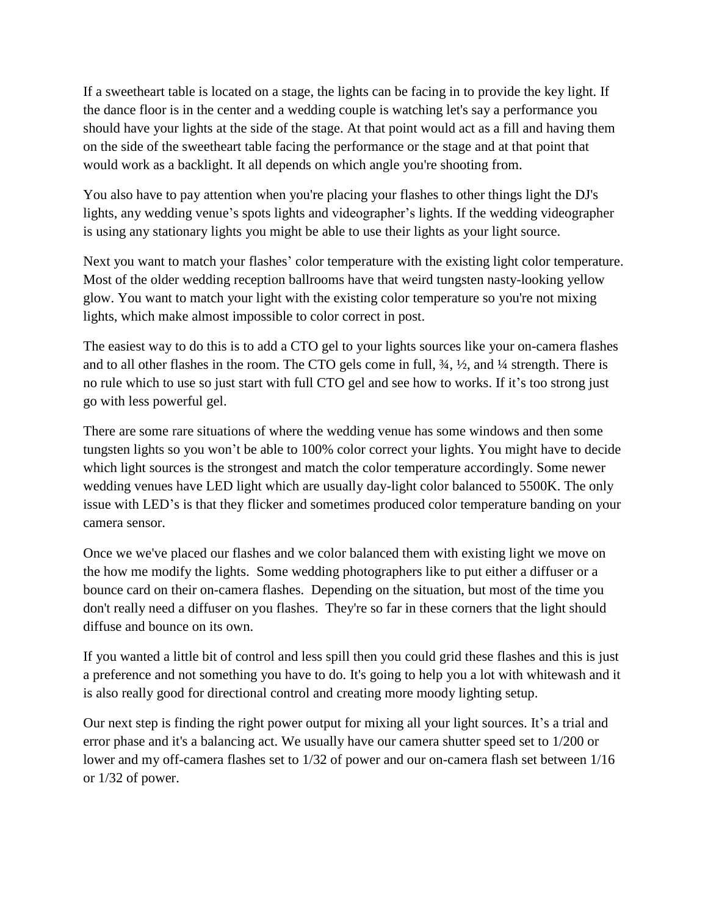If a sweetheart table is located on a stage, the lights can be facing in to provide the key light. If the dance floor is in the center and a wedding couple is watching let's say a performance you should have your lights at the side of the stage. At that point would act as a fill and having them on the side of the sweetheart table facing the performance or the stage and at that point that would work as a backlight. It all depends on which angle you're shooting from.

You also have to pay attention when you're placing your flashes to other things light the DJ's lights, any wedding venue's spots lights and videographer's lights. If the wedding videographer is using any stationary lights you might be able to use their lights as your light source.

Next you want to match your flashes' color temperature with the existing light color temperature. Most of the older wedding reception ballrooms have that weird tungsten nasty-looking yellow glow. You want to match your light with the existing color temperature so you're not mixing lights, which make almost impossible to color correct in post.

The easiest way to do this is to add a CTO gel to your lights sources like your on-camera flashes and to all other flashes in the room. The CTO gels come in full, ¾, ½, and ¼ strength. There is no rule which to use so just start with full CTO gel and see how to works. If it's too strong just go with less powerful gel.

There are some rare situations of where the wedding venue has some windows and then some tungsten lights so you won't be able to 100% color correct your lights. You might have to decide which light sources is the strongest and match the color temperature accordingly. Some newer wedding venues have LED light which are usually day-light color balanced to 5500K. The only issue with LED's is that they flicker and sometimes produced color temperature banding on your camera sensor.

Once we we've placed our flashes and we color balanced them with existing light we move on the how me modify the lights. Some wedding photographers like to put either a diffuser or a bounce card on their on-camera flashes. Depending on the situation, but most of the time you don't really need a diffuser on you flashes. They're so far in these corners that the light should diffuse and bounce on its own.

If you wanted a little bit of control and less spill then you could grid these flashes and this is just a preference and not something you have to do. It's going to help you a lot with whitewash and it is also really good for directional control and creating more moody lighting setup.

Our next step is finding the right power output for mixing all your light sources. It's a trial and error phase and it's a balancing act. We usually have our camera shutter speed set to 1/200 or lower and my off-camera flashes set to 1/32 of power and our on-camera flash set between 1/16 or 1/32 of power.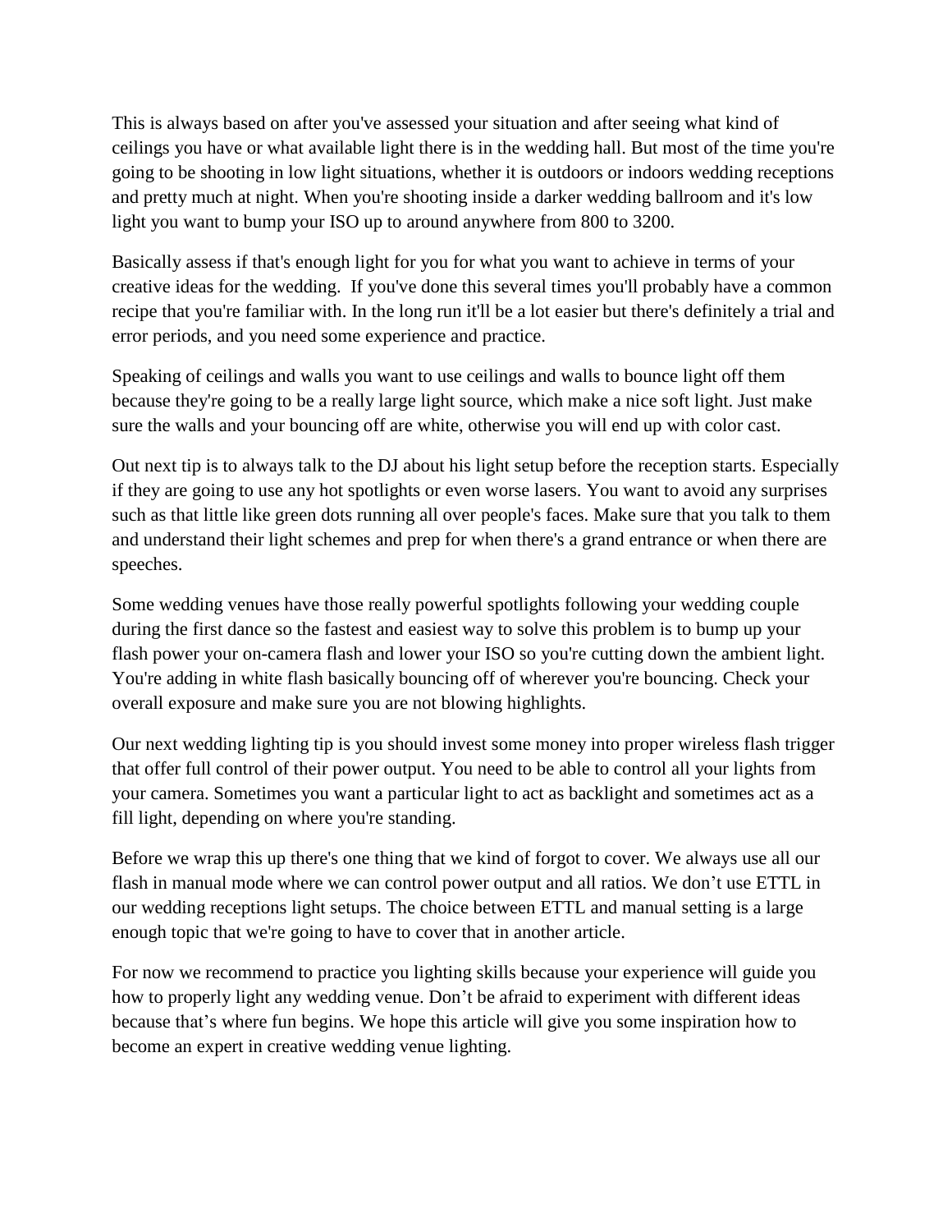This is always based on after you've assessed your situation and after seeing what kind of ceilings you have or what available light there is in the wedding hall. But most of the time you're going to be shooting in low light situations, whether it is outdoors or indoors wedding receptions and pretty much at night. When you're shooting inside a darker wedding ballroom and it's low light you want to bump your ISO up to around anywhere from 800 to 3200.

Basically assess if that's enough light for you for what you want to achieve in terms of your creative ideas for the wedding. If you've done this several times you'll probably have a common recipe that you're familiar with. In the long run it'll be a lot easier but there's definitely a trial and error periods, and you need some experience and practice.

Speaking of ceilings and walls you want to use ceilings and walls to bounce light off them because they're going to be a really large light source, which make a nice soft light. Just make sure the walls and your bouncing off are white, otherwise you will end up with color cast.

Out next tip is to always talk to the DJ about his light setup before the reception starts. Especially if they are going to use any hot spotlights or even worse lasers. You want to avoid any surprises such as that little like green dots running all over people's faces. Make sure that you talk to them and understand their light schemes and prep for when there's a grand entrance or when there are speeches.

Some wedding venues have those really powerful spotlights following your wedding couple during the first dance so the fastest and easiest way to solve this problem is to bump up your flash power your on-camera flash and lower your ISO so you're cutting down the ambient light. You're adding in white flash basically bouncing off of wherever you're bouncing. Check your overall exposure and make sure you are not blowing highlights.

Our next wedding lighting tip is you should invest some money into proper wireless flash trigger that offer full control of their power output. You need to be able to control all your lights from your camera. Sometimes you want a particular light to act as backlight and sometimes act as a fill light, depending on where you're standing.

Before we wrap this up there's one thing that we kind of forgot to cover. We always use all our flash in manual mode where we can control power output and all ratios. We don't use ETTL in our wedding receptions light setups. The choice between ETTL and manual setting is a large enough topic that we're going to have to cover that in another article.

For now we recommend to practice you lighting skills because your experience will guide you how to properly light any wedding venue. Don't be afraid to experiment with different ideas because that's where fun begins. We hope this article will give you some inspiration how to become an expert in creative wedding venue lighting.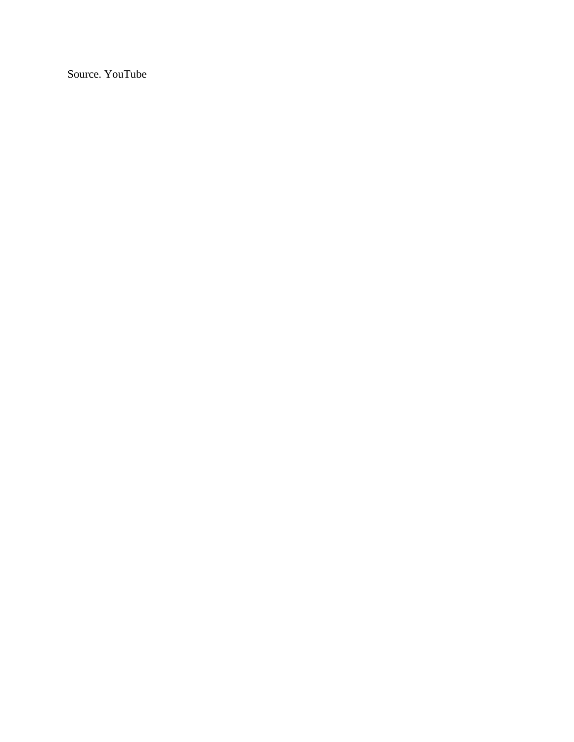Source. YouTube